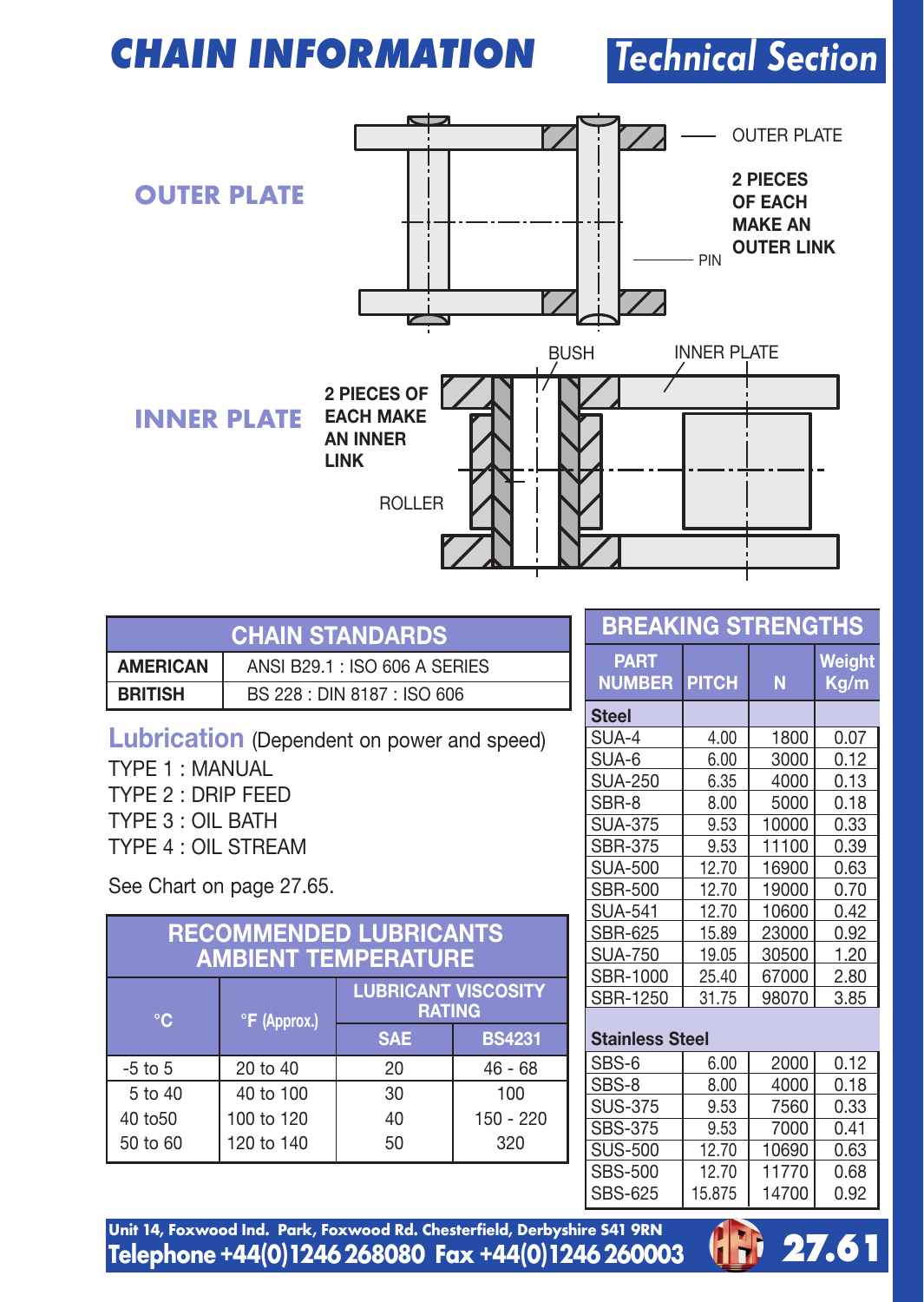# CHAIN INFORMATION

## Technical Section

OUTER PLATE

OUTER PLATE

**2 PIECES OF EACH MAKE AN OUTER LINK**

PIN

INNER PLATE

BUSH

INNER PLATE

**2 PIECES OF EACH MAKE AN INNER LINK**

ROLLER

| CHAIN STANDARDS | |
|---|---|
| **AMERICAN** | ANSI B29.1 : ISO 606 A SERIES |
| **BRITISH** | BS 228 : DIN 8187 : ISO 606 |

## Lubrication (Dependent on power and speed)

TYPE 1 : MANUAL
TYPE 2 : DRIP FEED
TYPE 3 : OIL BATH
TYPE 4 : OIL STREAM

See Chart on page 27.65.

| RECOMMENDED LUBRICANTS AMBIENT TEMPERATURE | | | |
|---|---|---|---|
| °C | °F (Approx.) | LUBRICANT VISCOSITY RATING | |
| | | SAE | BS4231 |
| -5 to 5 | 20 to 40 | 20 | 46 - 68 |
| 5 to 40 | 40 to 100 | 30 | 100 |
| 40 to50 | 100 to 120 | 40 | 150 - 220 |
| 50 to 60 | 120 to 140 | 50 | 320 |

| BREAKING STRENGTHS | | | |
|---|---|---|---|
| PART NUMBER | PITCH | N | Weight Kg/m |
| **Steel** | | | |
| SUA-4 | 4.00 | 1800 | 0.07 |
| SUA-6 | 6.00 | 3000 | 0.12 |
| SUA-250 | 6.35 | 4000 | 0.13 |
| SBR-8 | 8.00 | 5000 | 0.18 |
| SUA-375 | 9.53 | 10000 | 0.33 |
| SBR-375 | 9.53 | 11100 | 0.39 |
| SUA-500 | 12.70 | 16900 | 0.63 |
| SBR-500 | 12.70 | 19000 | 0.70 |
| SUA-541 | 12.70 | 10600 | 0.42 |
| SBR-625 | 15.89 | 23000 | 0.92 |
| SUA-750 | 19.05 | 30500 | 1.20 |
| SBR-1000 | 25.40 | 67000 | 2.80 |
| SBR-1250 | 31.75 | 98070 | 3.85 |
| **Stainless Steel** | | | |
| SBS-6 | 6.00 | 2000 | 0.12 |
| SBS-8 | 8.00 | 4000 | 0.18 |
| SUS-375 | 9.53 | 7560 | 0.33 |
| SBS-375 | 9.53 | 7000 | 0.41 |
| SUS-500 | 12.70 | 10690 | 0.63 |
| SBS-500 | 12.70 | 11770 | 0.68 |
| SBS-625 | 15.875 | 14700 | 0.92 |

**Unit 14, Foxwood Ind. Park, Foxwood Rd. Chesterfield, Derbyshire S41 9RN**
**Telephone +44(0)1246 268080 Fax +44(0)1246 260003**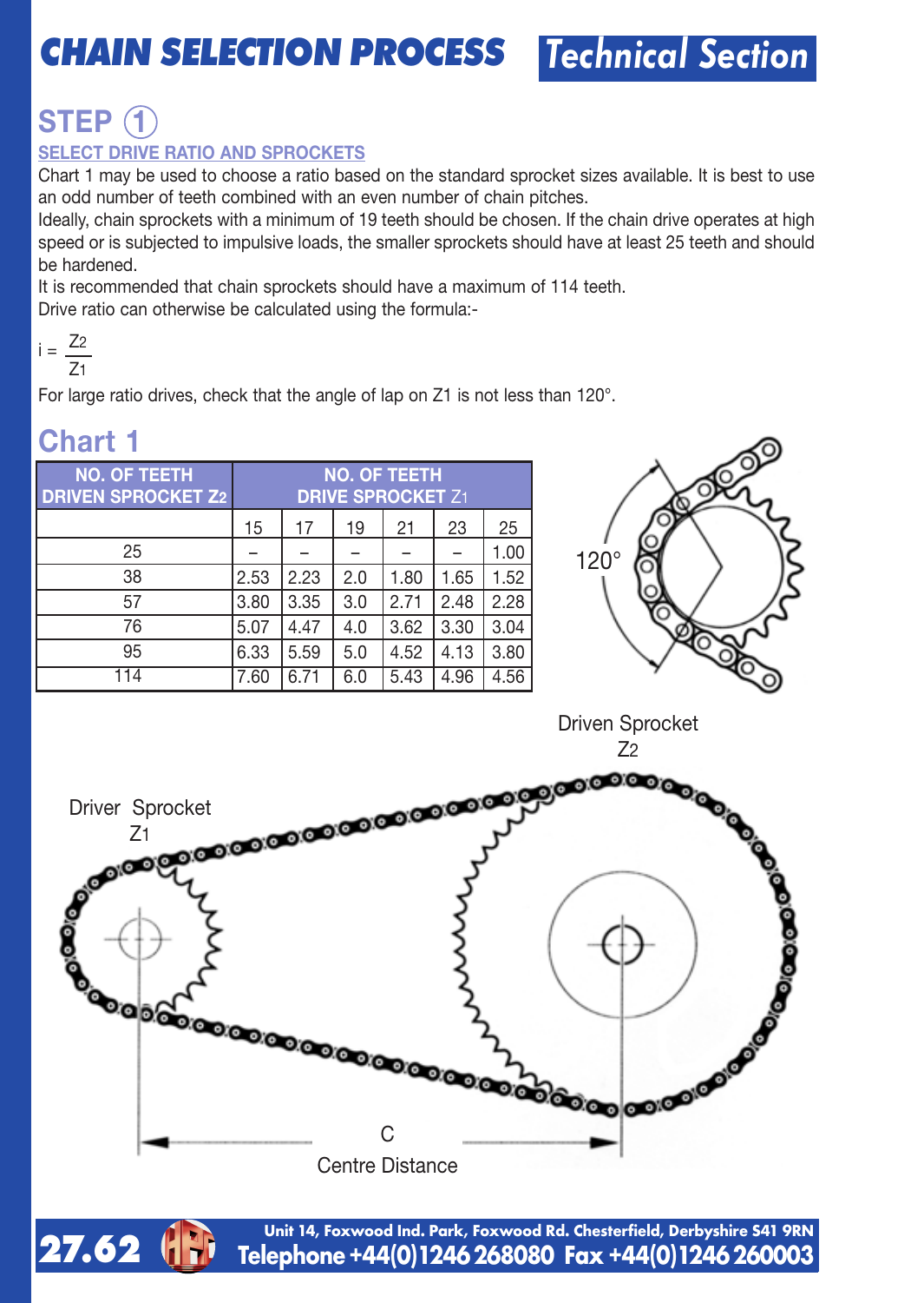# CHAIN SELECTION PROCESS

## Technical Section

## STEP 1

### SELECT DRIVE RATIO AND SPROCKETS

Chart 1 may be used to choose a ratio based on the standard sprocket sizes available. It is best to use an odd number of teeth combined with an even number of chain pitches.

Ideally, chain sprockets with a minimum of 19 teeth should be chosen. If the chain drive operates at high speed or is subjected to impulsive loads, the smaller sprockets should have at least 25 teeth and should be hardened.

It is recommended that chain sprockets should have a maximum of 114 teeth.

Drive ratio can otherwise be calculated using the formula:-

$$i = \frac{Z_2}{Z_1}$$

For large ratio drives, check that the angle of lap on $Z_1$ is not less than 120°.

## Chart 1

| NO. OF TEETH DRIVEN SPROCKET $Z_2$ | NO. OF TEETH DRIVE SPROCKET $Z_1$ | | | | | |
|---|---|---|---|---|---|---|
| | 15 | 17 | 19 | 21 | 23 | 25 |
| 25 | – | – | – | – | – | 1.00 |
| 38 | 2.53 | 2.23 | 2.0 | 1.80 | 1.65 | 1.52 |
| 57 | 3.80 | 3.35 | 3.0 | 2.71 | 2.48 | 2.28 |
| 76 | 5.07 | 4.47 | 4.0 | 3.62 | 3.30 | 3.04 |
| 95 | 6.33 | 5.59 | 5.0 | 4.52 | 4.13 | 3.80 |
| 114 | 7.60 | 6.71 | 6.0 | 5.43 | 4.96 | 4.56 |

120°

Driven Sprocket $Z_2$

Driver Sprocket $Z_1$

C

Centre Distance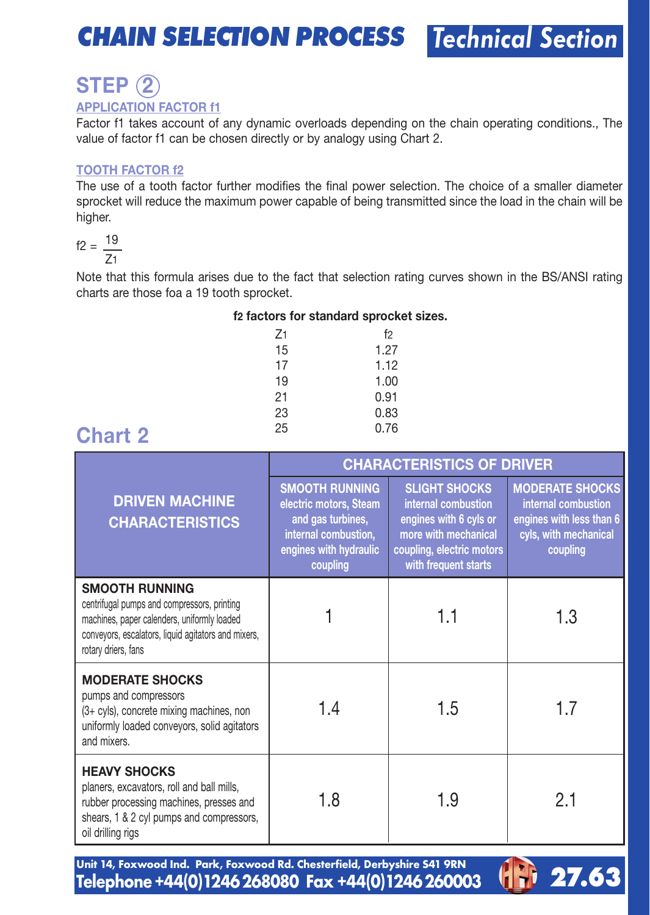# CHAIN SELECTION PROCESS

## Technical Section

## STEP 2

### APPLICATION FACTOR f1

Factor f1 takes account of any dynamic overloads depending on the chain operating conditions., The value of factor f1 can be chosen directly or by analogy using Chart 2.

### TOOTH FACTOR f2

The use of a tooth factor further modifies the final power selection. The choice of a smaller diameter sprocket will reduce the maximum power capable of being transmitted since the load in the chain will be higher.

$$f2 = \frac{19}{Z_1}$$

Note that this formula arises due to the fact that selection rating curves shown in the BS/ANSI rating charts are those foa a 19 tooth sprocket.

**f2 factors for standard sprocket sizes.**

| $Z_1$ | $f_2$ |
|---|---|
| 15 | 1.27 |
| 17 | 1.12 |
| 19 | 1.00 |
| 21 | 0.91 |
| 23 | 0.83 |
| 25 | 0.76 |

## Chart 2

| DRIVEN MACHINE CHARACTERISTICS | CHARACTERISTICS OF DRIVER | | |
|---|---|---|---|
| | **SMOOTH RUNNING** electric motors, Steam and gas turbines, internal combustion, engines with hydraulic coupling | **SLIGHT SHOCKS** internal combustion engines with 6 cyls or more with mechanical coupling, electric motors with frequent starts | **MODERATE SHOCKS** internal combustion engines with less than 6 cyls, with mechanical coupling |
| **SMOOTH RUNNING** centrifugal pumps and compressors, printing machines, paper calenders, uniformly loaded conveyors, escalators, liquid agitators and mixers, rotary driers, fans | 1 | 1.1 | 1.3 |
| **MODERATE SHOCKS** pumps and compressors (3+ cyls), concrete mixing machines, non uniformly loaded conveyors, solid agitators and mixers. | 1.4 | 1.5 | 1.7 |
| **HEAVY SHOCKS** planers, excavators, roll and ball mills, rubber processing machines, presses and shears, 1 & 2 cyl pumps and compressors, oil drilling rigs | 1.8 | 1.9 | 2.1 |

Unit 14, Foxwood Ind. Park, Foxwood Rd. Chesterfield, Derbyshire S41 9RN
Telephone +44(0)1246 268080 Fax +44(0)1246 260003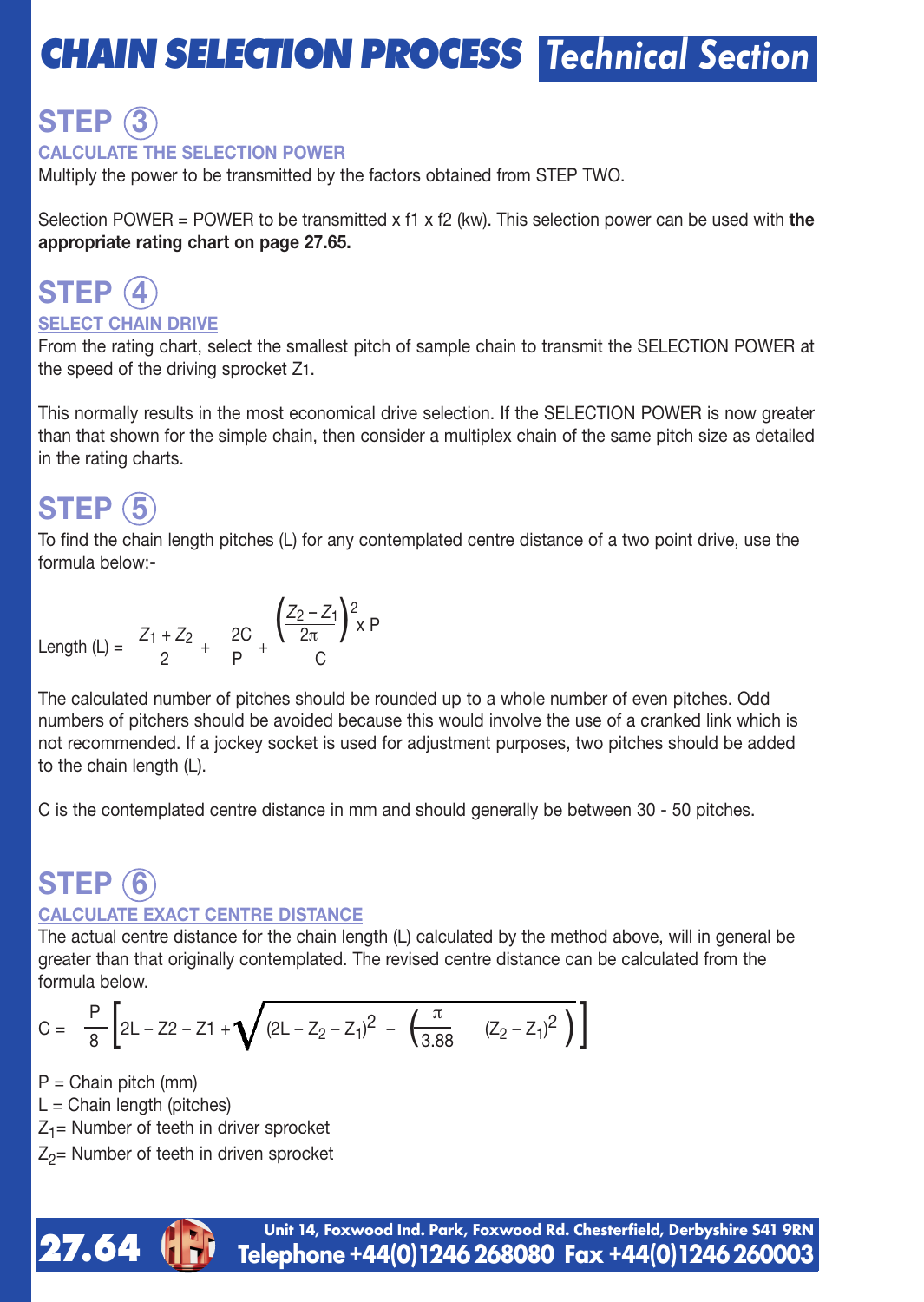# CHAIN SELECTION PROCESS Technical Section

## STEP 3

### CALCULATE THE SELECTION POWER

Multiply the power to be transmitted by the factors obtained from STEP TWO.

Selection POWER = POWER to be transmitted x f1 x f2 (kw). This selection power can be used with **the appropriate rating chart on page 27.65.**

## STEP 4

### SELECT CHAIN DRIVE

From the rating chart, select the smallest pitch of sample chain to transmit the SELECTION POWER at the speed of the driving sprocket $Z_1$.

This normally results in the most economical drive selection. If the SELECTION POWER is now greater than that shown for the simple chain, then consider a multiplex chain of the same pitch size as detailed in the rating charts.

## STEP 5

To find the chain length pitches (L) for any contemplated centre distance of a two point drive, use the formula below:-

$$\text{Length (L)} = \frac{Z_1 + Z_2}{2} + \frac{2C}{P} + \frac{\left(\frac{Z_2 - Z_1}{2\pi}\right)^2 \times P}{C}$$

The calculated number of pitches should be rounded up to a whole number of even pitches. Odd numbers of pitchers should be avoided because this would involve the use of a cranked link which is not recommended. If a jockey socket is used for adjustment purposes, two pitches should be added to the chain length (L).

C is the contemplated centre distance in mm and should generally be between 30 - 50 pitches.

## STEP 6

### CALCULATE EXACT CENTRE DISTANCE

The actual centre distance for the chain length (L) calculated by the method above, will in general be greater than that originally contemplated. The revised centre distance can be calculated from the formula below.

$$C = \frac{P}{8}\left[2L - Z2 - Z1 + \sqrt{(2L - Z_2 - Z_1)^2 - \left(\frac{\pi}{3.88} \quad (Z_2 - Z_1)^2\right)}\right]$$

P = Chain pitch (mm)

L = Chain length (pitches)

$Z_1$= Number of teeth in driver sprocket

$Z_2$= Number of teeth in driven sprocket

Unit 14, Foxwood Ind. Park, Foxwood Rd. Chesterfield, Derbyshire S41 9RN
Telephone +44(0)1246 268080 Fax +44(0)1246 260003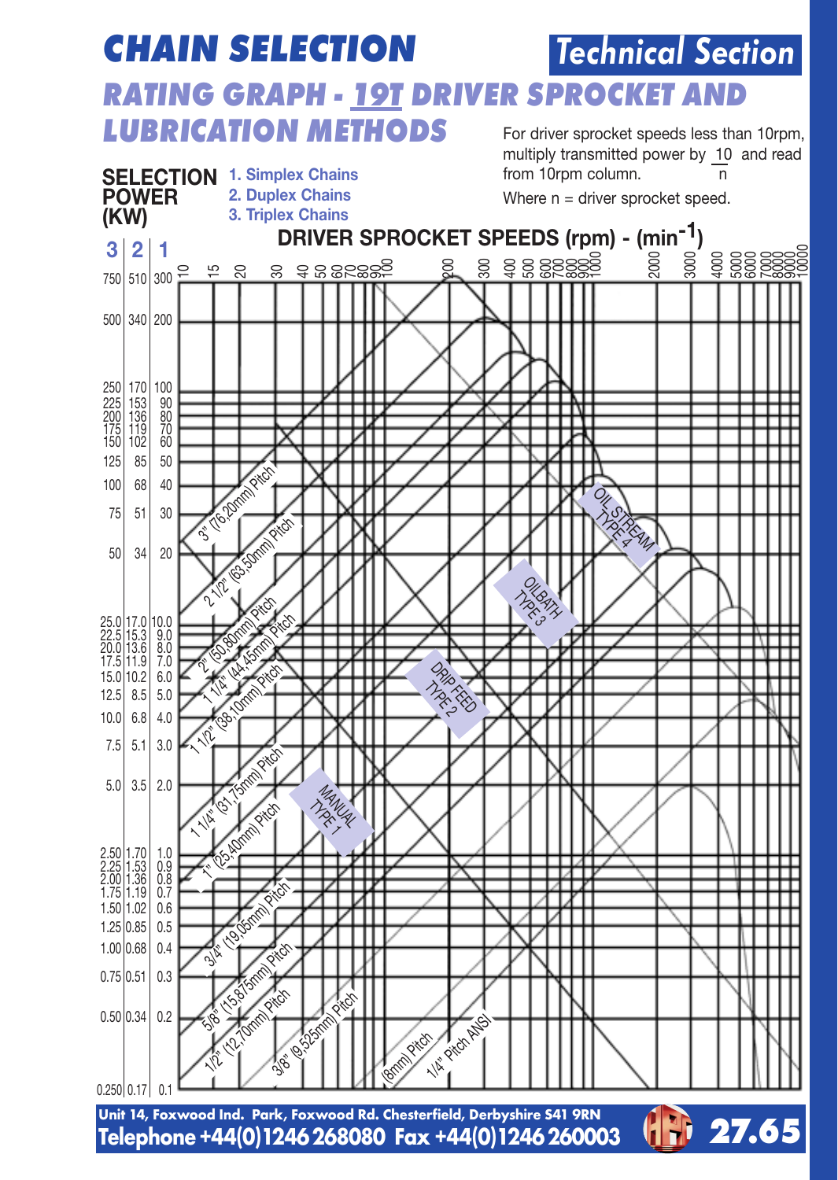# CHAIN SELECTION

## Technical Section

## RATING GRAPH - 19T DRIVER SPROCKET AND LUBRICATION METHODS

For driver sprocket speeds less than 10rpm, multiply transmitted power by $\frac{10}{n}$ and read from 10rpm column.

Where n = driver sprocket speed.

**SELECTION POWER (KW)**

1. Simplex Chains
2. Duplex Chains
3. Triplex Chains

**DRIVER SPROCKET SPEEDS (rpm) - (min$^{-1}$)**

| 3 | 2 | 1 |
|---|---|---|
| 750 | 510 | 300 |
| 500 | 340 | 200 |
| 250 | 170 | 100 |
| 225 | 153 | 90 |
| 200 | 136 | 80 |
| 175 | 119 | 70 |
| 150 | 102 | 60 |
| 125 | 85 | 50 |
| 100 | 68 | 40 |
| 75 | 51 | 30 |
| 50 | 34 | 20 |
| 25.0 | 17.0 | 10.0 |
| 22.5 | 15.3 | 9.0 |
| 20.0 | 13.6 | 8.0 |
| 17.5 | 11.9 | 7.0 |
| 15.0 | 10.2 | 6.0 |
| 12.5 | 8.5 | 5.0 |
| 10.0 | 6.8 | 4.0 |
| 7.5 | 5.1 | 3.0 |
| 5.0 | 3.5 | 2.0 |
| 2.50 | 1.70 | 1.0 |
| 2.25 | 1.53 | 0.9 |
| 2.00 | 1.36 | 0.8 |
| 1.75 | 1.19 | 0.7 |
| 1.50 | 1.02 | 0.6 |
| 1.25 | 0.85 | 0.5 |
| 1.00 | 0.68 | 0.4 |
| 0.75 | 0.51 | 0.3 |
| 0.50 | 0.34 | 0.2 |
| 0.250 | 0.17 | 0.1 |

Speeds: 10, 15, 20, 30, 40, 50, 60, 70, 80, 90, 100, 200, 300, 400, 500, 600, 700, 800, 900, 1000, 2000, 3000, 4000, 5000, 6000, 7000, 8000, 9000, 10000

Chain pitches: 3" (76,20mm) Pitch; 2 1/2" (63,50mm) Pitch; 2" (50,80mm) Pitch; 1 3/4" (44,45mm) Pitch; 1 1/2" (38,10mm) Pitch; 1 1/4" (31,75mm) Pitch; 1" (25,40mm) Pitch; 3/4" (19,05mm) Pitch; 5/8" (15,875mm) Pitch; 1/2" (12,70mm) Pitch; 3/8" (9,525mm) Pitch; (8mm) Pitch; 1/4" Pitch ANSI

Lubrication: MANUAL TYPE 1; DRIP FEED TYPE 2; OILBATH TYPE 3; OIL STREAM TYPE 4

Unit 14, Foxwood Ind. Park, Foxwood Rd. Chesterfield, Derbyshire S41 9RN
Telephone +44(0)1246 268080 Fax +44(0)1246 260003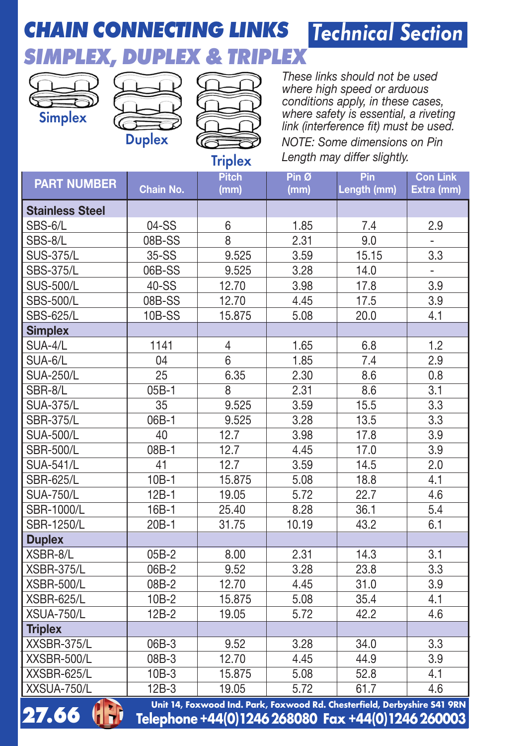# CHAIN CONNECTING LINKS

## Technical Section

## SIMPLEX, DUPLEX & TRIPLEX

Simplex   Duplex   Triplex

*These links should not be used where high speed or arduous conditions apply, in these cases, where safety is essential, a riveting link (interference fit) must be used.*

*NOTE: Some dimensions on Pin Length may differ slightly.*

| PART NUMBER | Chain No. | Pitch (mm) | Pin Ø (mm) | Pin Length (mm) | Con Link Extra (mm) |
|---|---|---|---|---|---|
| **Stainless Steel** | | | | | |
| SBS-6/L | 04-SS | 6 | 1.85 | 7.4 | 2.9 |
| SBS-8/L | 08B-SS | 8 | 2.31 | 9.0 | - |
| SUS-375/L | 35-SS | 9.525 | 3.59 | 15.15 | 3.3 |
| SBS-375/L | 06B-SS | 9.525 | 3.28 | 14.0 | - |
| SUS-500/L | 40-SS | 12.70 | 3.98 | 17.8 | 3.9 |
| SBS-500/L | 08B-SS | 12.70 | 4.45 | 17.5 | 3.9 |
| SBS-625/L | 10B-SS | 15.875 | 5.08 | 20.0 | 4.1 |
| **Simplex** | | | | | |
| SUA-4/L | 1141 | 4 | 1.65 | 6.8 | 1.2 |
| SUA-6/L | 04 | 6 | 1.85 | 7.4 | 2.9 |
| SUA-250/L | 25 | 6.35 | 2.30 | 8.6 | 0.8 |
| SBR-8/L | 05B-1 | 8 | 2.31 | 8.6 | 3.1 |
| SUA-375/L | 35 | 9.525 | 3.59 | 15.5 | 3.3 |
| SBR-375/L | 06B-1 | 9.525 | 3.28 | 13.5 | 3.3 |
| SUA-500/L | 40 | 12.7 | 3.98 | 17.8 | 3.9 |
| SBR-500/L | 08B-1 | 12.7 | 4.45 | 17.0 | 3.9 |
| SUA-541/L | 41 | 12.7 | 3.59 | 14.5 | 2.0 |
| SBR-625/L | 10B-1 | 15.875 | 5.08 | 18.8 | 4.1 |
| SUA-750/L | 12B-1 | 19.05 | 5.72 | 22.7 | 4.6 |
| SBR-1000/L | 16B-1 | 25.40 | 8.28 | 36.1 | 5.4 |
| SBR-1250/L | 20B-1 | 31.75 | 10.19 | 43.2 | 6.1 |
| **Duplex** | | | | | |
| XSBR-8/L | 05B-2 | 8.00 | 2.31 | 14.3 | 3.1 |
| XSBR-375/L | 06B-2 | 9.52 | 3.28 | 23.8 | 3.3 |
| XSBR-500/L | 08B-2 | 12.70 | 4.45 | 31.0 | 3.9 |
| XSBR-625/L | 10B-2 | 15.875 | 5.08 | 35.4 | 4.1 |
| XSUA-750/L | 12B-2 | 19.05 | 5.72 | 42.2 | 4.6 |
| **Triplex** | | | | | |
| XXSBR-375/L | 06B-3 | 9.52 | 3.28 | 34.0 | 3.3 |
| XXSBR-500/L | 08B-3 | 12.70 | 4.45 | 44.9 | 3.9 |
| XXSBR-625/L | 10B-3 | 15.875 | 5.08 | 52.8 | 4.1 |
| XXSUA-750/L | 12B-3 | 19.05 | 5.72 | 61.7 | 4.6 |

Unit 14, Foxwood Ind. Park, Foxwood Rd. Chesterfield, Derbyshire S41 9RN
Telephone +44(0)1246 268080 Fax +44(0)1246 260003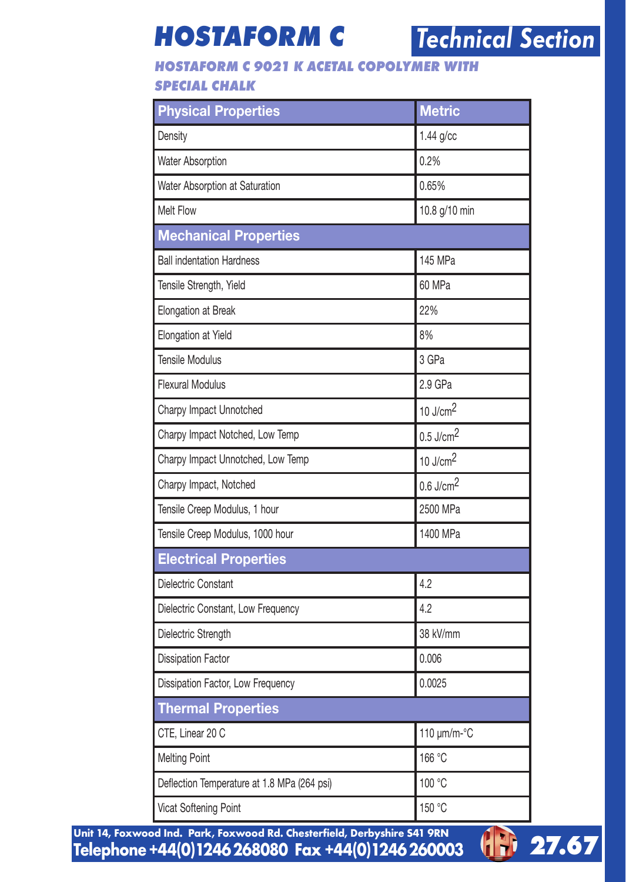# HOSTAFORM C

## Technical Section

### HOSTAFORM C 9021 K ACETAL COPOLYMER WITH SPECIAL CHALK

| Physical Properties | Metric |
|---|---|
| Density | 1.44 g/cc |
| Water Absorption | 0.2% |
| Water Absorption at Saturation | 0.65% |
| Melt Flow | 10.8 g/10 min |
| **Mechanical Properties** | |
| Ball indentation Hardness | 145 MPa |
| Tensile Strength, Yield | 60 MPa |
| Elongation at Break | 22% |
| Elongation at Yield | 8% |
| Tensile Modulus | 3 GPa |
| Flexural Modulus | 2.9 GPa |
| Charpy Impact Unnotched | 10 $J/cm^2$ |
| Charpy Impact Notched, Low Temp | 0.5 $J/cm^2$ |
| Charpy Impact Unnotched, Low Temp | 10 $J/cm^2$ |
| Charpy Impact, Notched | 0.6 $J/cm^2$ |
| Tensile Creep Modulus, 1 hour | 2500 MPa |
| Tensile Creep Modulus, 1000 hour | 1400 MPa |
| **Electrical Properties** | |
| Dielectric Constant | 4.2 |
| Dielectric Constant, Low Frequency | 4.2 |
| Dielectric Strength | 38 kV/mm |
| Dissipation Factor | 0.006 |
| Dissipation Factor, Low Frequency | 0.0025 |
| **Thermal Properties** | |
| CTE, Linear 20 C | 110 µm/m-°C |
| Melting Point | 166 °C |
| Deflection Temperature at 1.8 MPa (264 psi) | 100 °C |
| Vicat Softening Point | 150 °C |

Unit 14, Foxwood Ind. Park, Foxwood Rd. Chesterfield, Derbyshire S41 9RN
Telephone +44(0)1246 268080 Fax +44(0)1246 260003